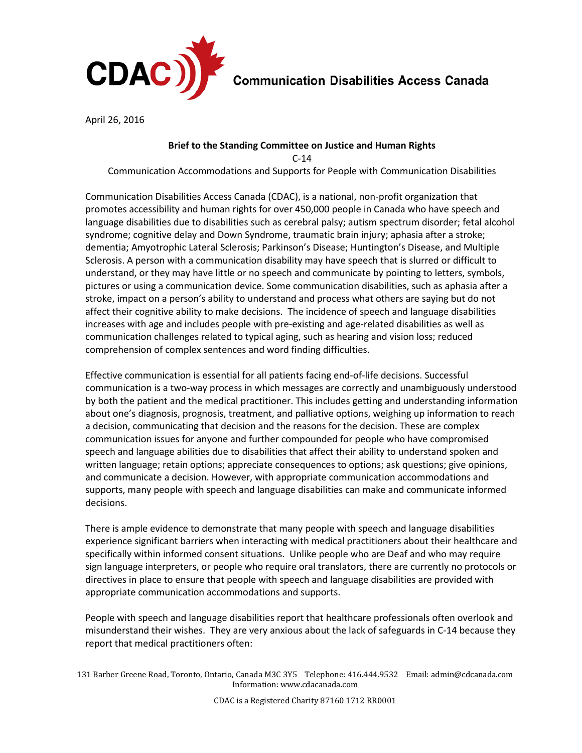CDAC Communication Disabilities Access Canada

April 26, 2016

**Brief to the Standing Committee on Justice and Human Rights**

C-14

Communication Accommodations and Supports for People with Communication Disabilities

Communication Disabilities Access Canada (CDAC), is a national, non-profit organization that promotes accessibility and human rights for over 450,000 people in Canada who have speech and language disabilities due to disabilities such as cerebral palsy; autism spectrum disorder; fetal alcohol syndrome; cognitive delay and Down Syndrome, traumatic brain injury; aphasia after a stroke; dementia; Amyotrophic Lateral Sclerosis; Parkinson's Disease; Huntington's Disease, and Multiple Sclerosis. A person with a communication disability may have speech that is slurred or difficult to understand, or they may have little or no speech and communicate by pointing to letters, symbols, pictures or using a communication device. Some communication disabilities, such as aphasia after a stroke, impact on a person's ability to understand and process what others are saying but do not affect their cognitive ability to make decisions. The incidence of speech and language disabilities increases with age and includes people with pre-existing and age-related disabilities as well as communication challenges related to typical aging, such as hearing and vision loss; reduced comprehension of complex sentences and word finding difficulties.

Effective communication is essential for all patients facing end-of-life decisions. Successful communication is a two-way process in which messages are correctly and unambiguously understood by both the patient and the medical practitioner. This includes getting and understanding information about one's diagnosis, prognosis, treatment, and palliative options, weighing up information to reach a decision, communicating that decision and the reasons for the decision. These are complex communication issues for anyone and further compounded for people who have compromised speech and language abilities due to disabilities that affect their ability to understand spoken and written language; retain options; appreciate consequences to options; ask questions; give opinions, and communicate a decision. However, with appropriate communication accommodations and supports, many people with speech and language disabilities can make and communicate informed decisions.

There is ample evidence to demonstrate that many people with speech and language disabilities experience significant barriers when interacting with medical practitioners about their healthcare and specifically within informed consent situations. Unlike people who are Deaf and who may require sign language interpreters, or people who require oral translators, there are currently no protocols or directives in place to ensure that people with speech and language disabilities are provided with appropriate communication accommodations and supports.

People with speech and language disabilities report that healthcare professionals often overlook and misunderstand their wishes. They are very anxious about the lack of safeguards in C-14 because they report that medical practitioners often:

131 Barber Greene Road, Toronto, Ontario, Canada M3C 3Y5 Telephone: 416.444.9532 Email: admin@cdcanada.com
Information: www.cdacanada.com

CDAC is a Registered Charity 87160 1712 RR0001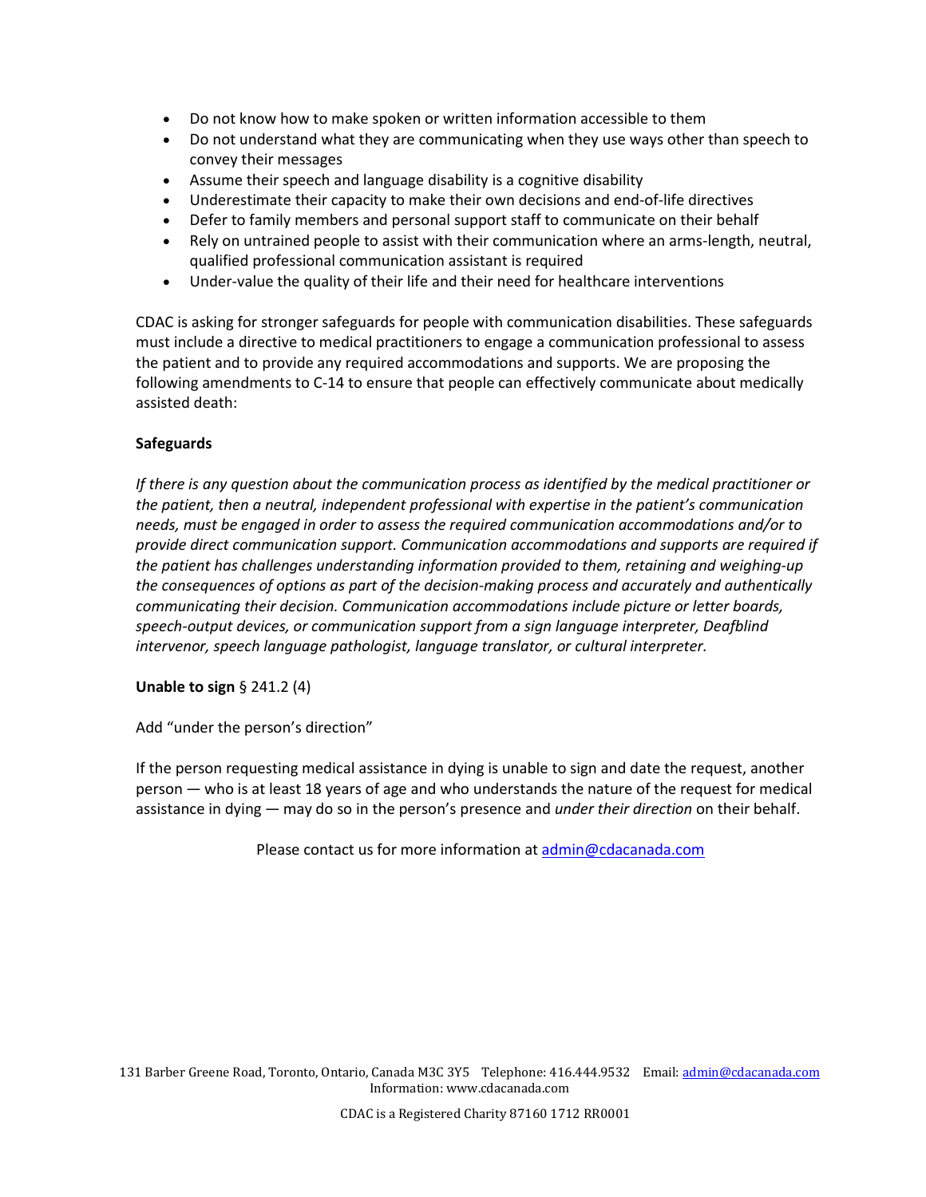- Do not know how to make spoken or written information accessible to them
- Do not understand what they are communicating when they use ways other than speech to convey their messages
- Assume their speech and language disability is a cognitive disability
- Underestimate their capacity to make their own decisions and end-of-life directives
- Defer to family members and personal support staff to communicate on their behalf
- Rely on untrained people to assist with their communication where an arms-length, neutral, qualified professional communication assistant is required
- Under-value the quality of their life and their need for healthcare interventions

CDAC is asking for stronger safeguards for people with communication disabilities. These safeguards must include a directive to medical practitioners to engage a communication professional to assess the patient and to provide any required accommodations and supports. We are proposing the following amendments to C-14 to ensure that people can effectively communicate about medically assisted death:

**Safeguards**

*If there is any question about the communication process as identified by the medical practitioner or the patient, then a neutral, independent professional with expertise in the patient's communication needs, must be engaged in order to assess the required communication accommodations and/or to provide direct communication support. Communication accommodations and supports are required if the patient has challenges understanding information provided to them, retaining and weighing-up the consequences of options as part of the decision-making process and accurately and authentically communicating their decision. Communication accommodations include picture or letter boards, speech-output devices, or communication support from a sign language interpreter, Deafblind intervenor, speech language pathologist, language translator, or cultural interpreter.*

**Unable to sign** § 241.2 (4)

Add "under the person's direction"

If the person requesting medical assistance in dying is unable to sign and date the request, another person — who is at least 18 years of age and who understands the nature of the request for medical assistance in dying — may do so in the person's presence and *under their direction* on their behalf.

Please contact us for more information at admin@cdacanada.com

131 Barber Greene Road, Toronto, Ontario, Canada M3C 3Y5 Telephone: 416.444.9532 Email: admin@cdacanada.com
Information: www.cdacanada.com

CDAC is a Registered Charity 87160 1712 RR0001